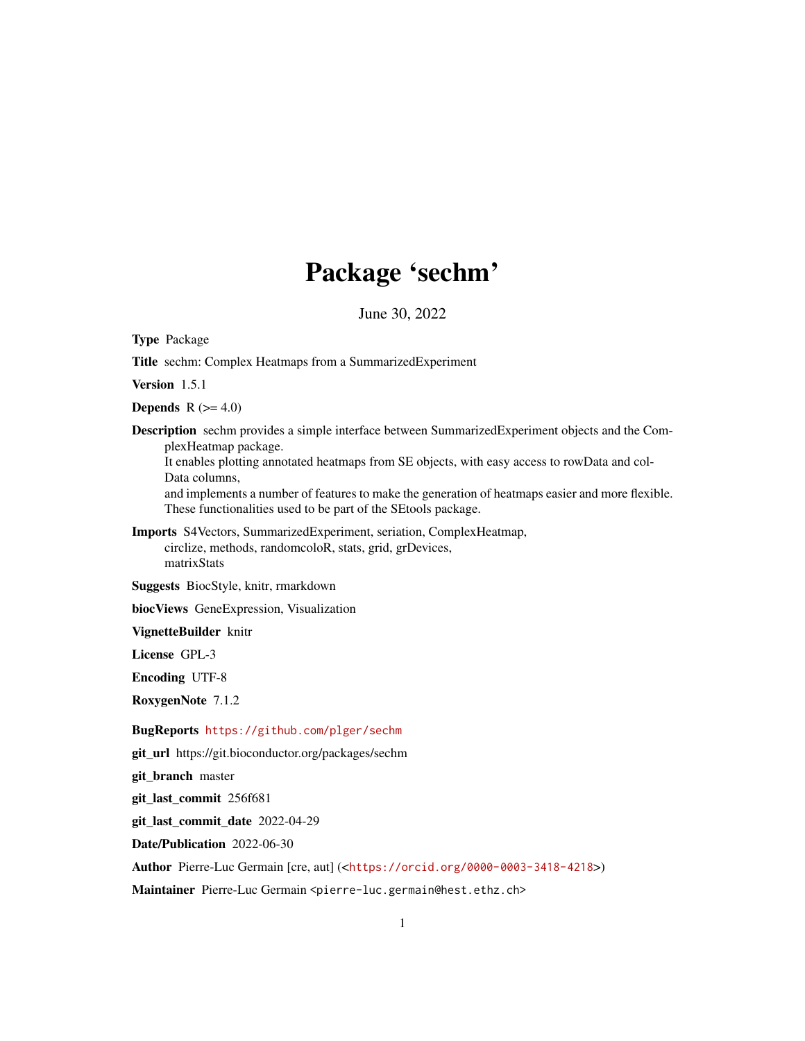# Package 'sechm'

June 30, 2022

**Type** Package

**Title** sechm: Complex Heatmaps from a SummarizedExperiment

**Version** 1.5.1

**Depends** R (>= 4.0)

**Description** sechm provides a simple interface between SummarizedExperiment objects and the ComplexHeatmap package.
It enables plotting annotated heatmaps from SE objects, with easy access to rowData and colData columns,
and implements a number of features to make the generation of heatmaps easier and more flexible.
These functionalities used to be part of the SEtools package.

**Imports** S4Vectors, SummarizedExperiment, seriation, ComplexHeatmap, circlize, methods, randomcoloR, stats, grid, grDevices, matrixStats

**Suggests** BiocStyle, knitr, rmarkdown

**biocViews** GeneExpression, Visualization

**VignetteBuilder** knitr

**License** GPL-3

**Encoding** UTF-8

**RoxygenNote** 7.1.2

**BugReports** https://github.com/plger/sechm

**git_url** https://git.bioconductor.org/packages/sechm

**git_branch** master

**git_last_commit** 256f681

**git_last_commit_date** 2022-04-29

**Date/Publication** 2022-06-30

**Author** Pierre-Luc Germain [cre, aut] (<https://orcid.org/0000-0003-3418-4218>)

**Maintainer** Pierre-Luc Germain <pierre-luc.germain@hest.ethz.ch>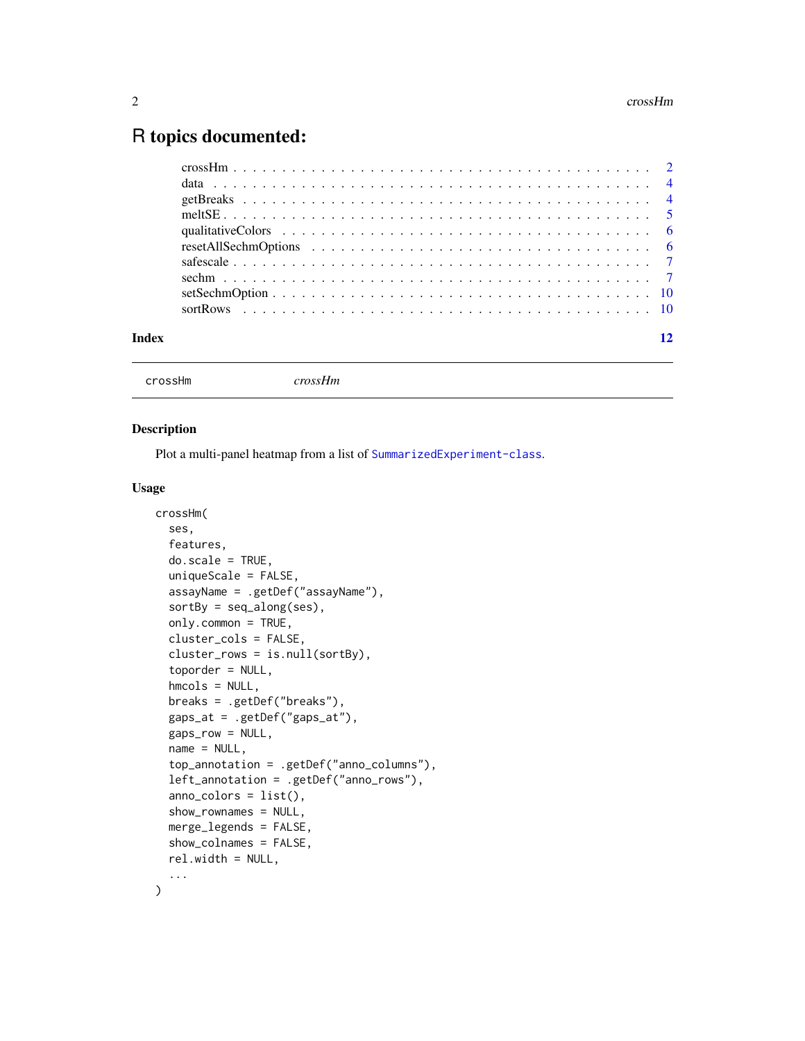# R topics documented:

- crossHm . . . . . . . . . . . . . . . . . . . . . . . . . . . . . . . . . . . . . . . . . . . . 2
- data . . . . . . . . . . . . . . . . . . . . . . . . . . . . . . . . . . . . . . . . . . . . . . 4
- getBreaks . . . . . . . . . . . . . . . . . . . . . . . . . . . . . . . . . . . . . . . . . . . 4
- meltSE . . . . . . . . . . . . . . . . . . . . . . . . . . . . . . . . . . . . . . . . . . . . 5
- qualitativeColors . . . . . . . . . . . . . . . . . . . . . . . . . . . . . . . . . . . . . . . 6
- resetAllSechmOptions . . . . . . . . . . . . . . . . . . . . . . . . . . . . . . . . . . . . 6
- safescale . . . . . . . . . . . . . . . . . . . . . . . . . . . . . . . . . . . . . . . . . . . 7
- sechm . . . . . . . . . . . . . . . . . . . . . . . . . . . . . . . . . . . . . . . . . . . . . 7
- setSechmOption . . . . . . . . . . . . . . . . . . . . . . . . . . . . . . . . . . . . . . . 10
- sortRows . . . . . . . . . . . . . . . . . . . . . . . . . . . . . . . . . . . . . . . . . . . 10

**Index** 12

---

`crossHm` *crossHm*

---

### Description

Plot a multi-panel heatmap from a list of `SummarizedExperiment-class`.

### Usage

```
crossHm(
  ses,
  features,
  do.scale = TRUE,
  uniqueScale = FALSE,
  assayName = .getDef("assayName"),
  sortBy = seq_along(ses),
  only.common = TRUE,
  cluster_cols = FALSE,
  cluster_rows = is.null(sortBy),
  toporder = NULL,
  hmcols = NULL,
  breaks = .getDef("breaks"),
  gaps_at = .getDef("gaps_at"),
  gaps_row = NULL,
  name = NULL,
  top_annotation = .getDef("anno_columns"),
  left_annotation = .getDef("anno_rows"),
  anno_colors = list(),
  show_rownames = NULL,
  merge_legends = FALSE,
  show_colnames = FALSE,
  rel.width = NULL,
  ...
)
```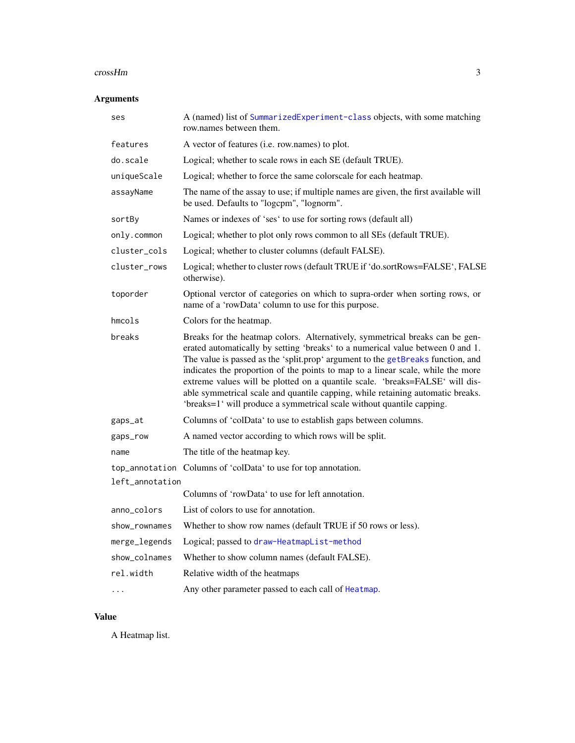## Arguments

| | |
|---|---|
| `ses` | A (named) list of `SummarizedExperiment-class` objects, with some matching row.names between them. |
| `features` | A vector of features (i.e. row.names) to plot. |
| `do.scale` | Logical; whether to scale rows in each SE (default TRUE). |
| `uniqueScale` | Logical; whether to force the same colorscale for each heatmap. |
| `assayName` | The name of the assay to use; if multiple names are given, the first available will be used. Defaults to "logcpm", "lognorm". |
| `sortBy` | Names or indexes of 'ses' to use for sorting rows (default all) |
| `only.common` | Logical; whether to plot only rows common to all SEs (default TRUE). |
| `cluster_cols` | Logical; whether to cluster columns (default FALSE). |
| `cluster_rows` | Logical; whether to cluster rows (default TRUE if 'do.sortRows=FALSE', FALSE otherwise). |
| `toporder` | Optional verctor of categories on which to supra-order when sorting rows, or name of a 'rowData' column to use for this purpose. |
| `hmcols` | Colors for the heatmap. |
| `breaks` | Breaks for the heatmap colors. Alternatively, symmetrical breaks can be generated automatically by setting 'breaks' to a numerical value between 0 and 1. The value is passed as the 'split.prop' argument to the `getBreaks` function, and indicates the proportion of the points to map to a linear scale, while the more extreme values will be plotted on a quantile scale. 'breaks=FALSE' will disable symmetrical scale and quantile capping, while retaining automatic breaks. 'breaks=1' will produce a symmetrical scale without quantile capping. |
| `gaps_at` | Columns of 'colData' to use to establish gaps between columns. |
| `gaps_row` | A named vector according to which rows will be split. |
| `name` | The title of the heatmap key. |
| `top_annotation` | Columns of 'colData' to use for top annotation. |
| `left_annotation` | Columns of 'rowData' to use for left annotation. |
| `anno_colors` | List of colors to use for annotation. |
| `show_rownames` | Whether to show row names (default TRUE if 50 rows or less). |
| `merge_legends` | Logical; passed to `draw-HeatmapList-method` |
| `show_colnames` | Whether to show column names (default FALSE). |
| `rel.width` | Relative width of the heatmaps |
| `...` | Any other parameter passed to each call of `Heatmap`. |

## Value

A Heatmap list.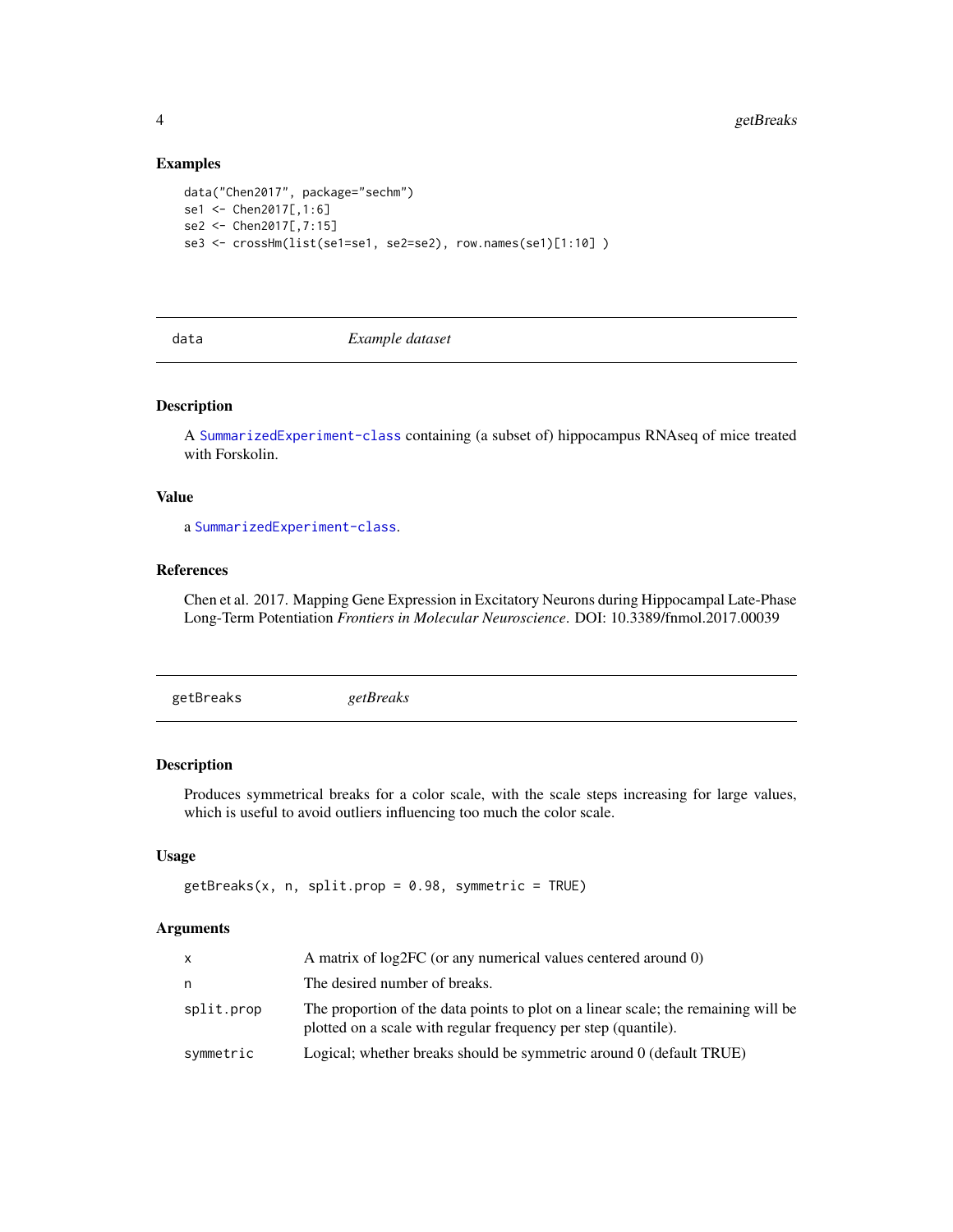### Examples

```
data("Chen2017", package="sechm")
se1 <- Chen2017[,1:6]
se2 <- Chen2017[,7:15]
se3 <- crossHm(list(se1=se1, se2=se2), row.names(se1)[1:10] )
```

---

## data — *Example dataset*

### Description

A `SummarizedExperiment-class` containing (a subset of) hippocampus RNAseq of mice treated with Forskolin.

### Value

a `SummarizedExperiment-class`.

### References

Chen et al. 2017. Mapping Gene Expression in Excitatory Neurons during Hippocampal Late-Phase Long-Term Potentiation *Frontiers in Molecular Neuroscience*. DOI: 10.3389/fnmol.2017.00039

---

## getBreaks — *getBreaks*

### Description

Produces symmetrical breaks for a color scale, with the scale steps increasing for large values, which is useful to avoid outliers influencing too much the color scale.

### Usage

```
getBreaks(x, n, split.prop = 0.98, symmetric = TRUE)
```

### Arguments

| | |
|---|---|
| `x` | A matrix of log2FC (or any numerical values centered around 0) |
| `n` | The desired number of breaks. |
| `split.prop` | The proportion of the data points to plot on a linear scale; the remaining will be plotted on a scale with regular frequency per step (quantile). |
| `symmetric` | Logical; whether breaks should be symmetric around 0 (default TRUE) |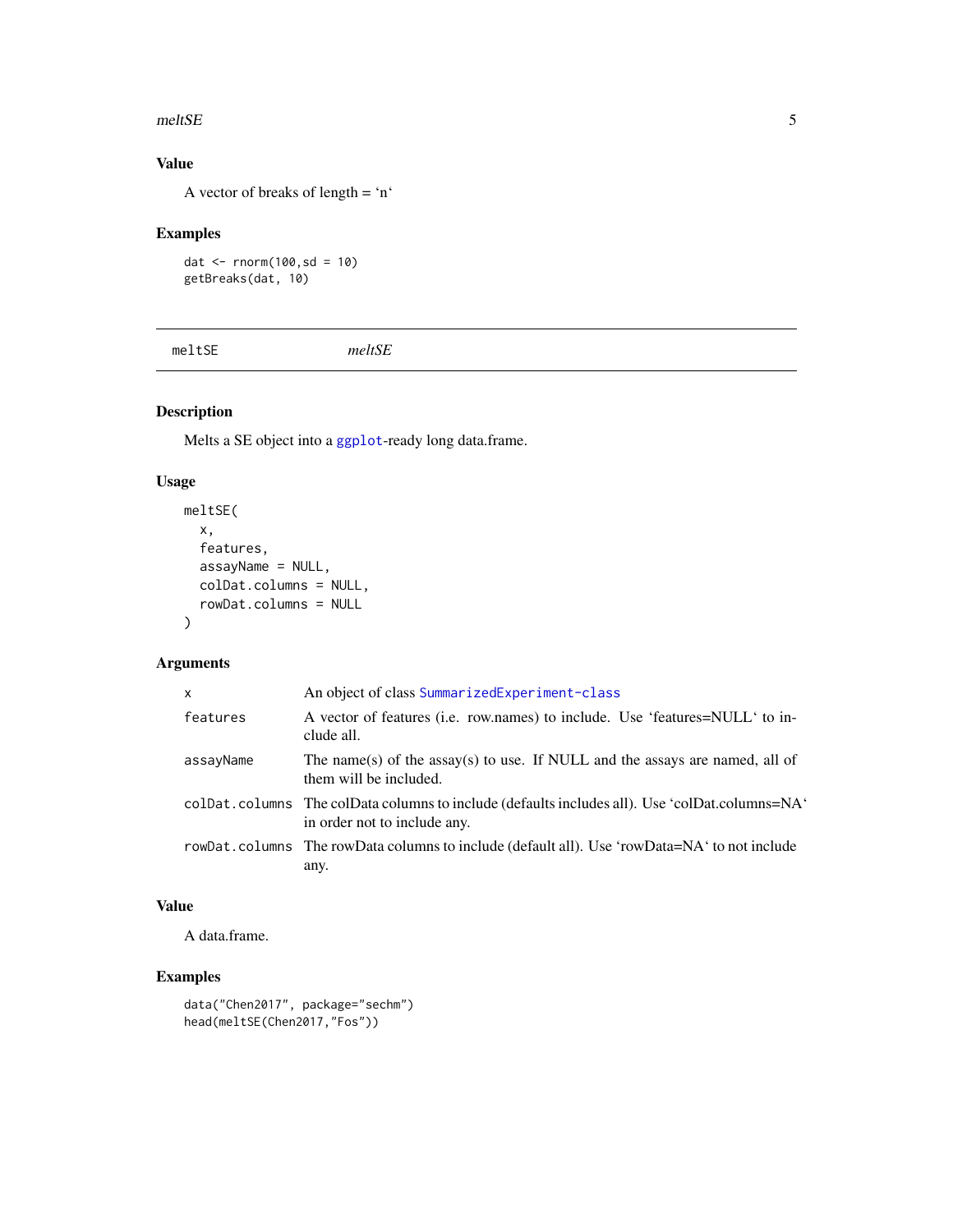## Value

A vector of breaks of length = ‘n‘

## Examples

```
dat <- rnorm(100,sd = 10)
getBreaks(dat, 10)
```

---

# meltSE — *meltSE*

## Description

Melts a SE object into a ggplot-ready long data.frame.

## Usage

```
meltSE(
  x,
  features,
  assayName = NULL,
  colDat.columns = NULL,
  rowDat.columns = NULL
)
```

## Arguments

| | |
|---|---|
| x | An object of class SummarizedExperiment-class |
| features | A vector of features (i.e. row.names) to include. Use ‘features=NULL‘ to include all. |
| assayName | The name(s) of the assay(s) to use. If NULL and the assays are named, all of them will be included. |
| colDat.columns | The colData columns to include (defaults includes all). Use ‘colDat.columns=NA‘ in order not to include any. |
| rowDat.columns | The rowData columns to include (default all). Use ‘rowData=NA‘ to not include any. |

## Value

A data.frame.

## Examples

```
data("Chen2017", package="sechm")
head(meltSE(Chen2017,"Fos"))
```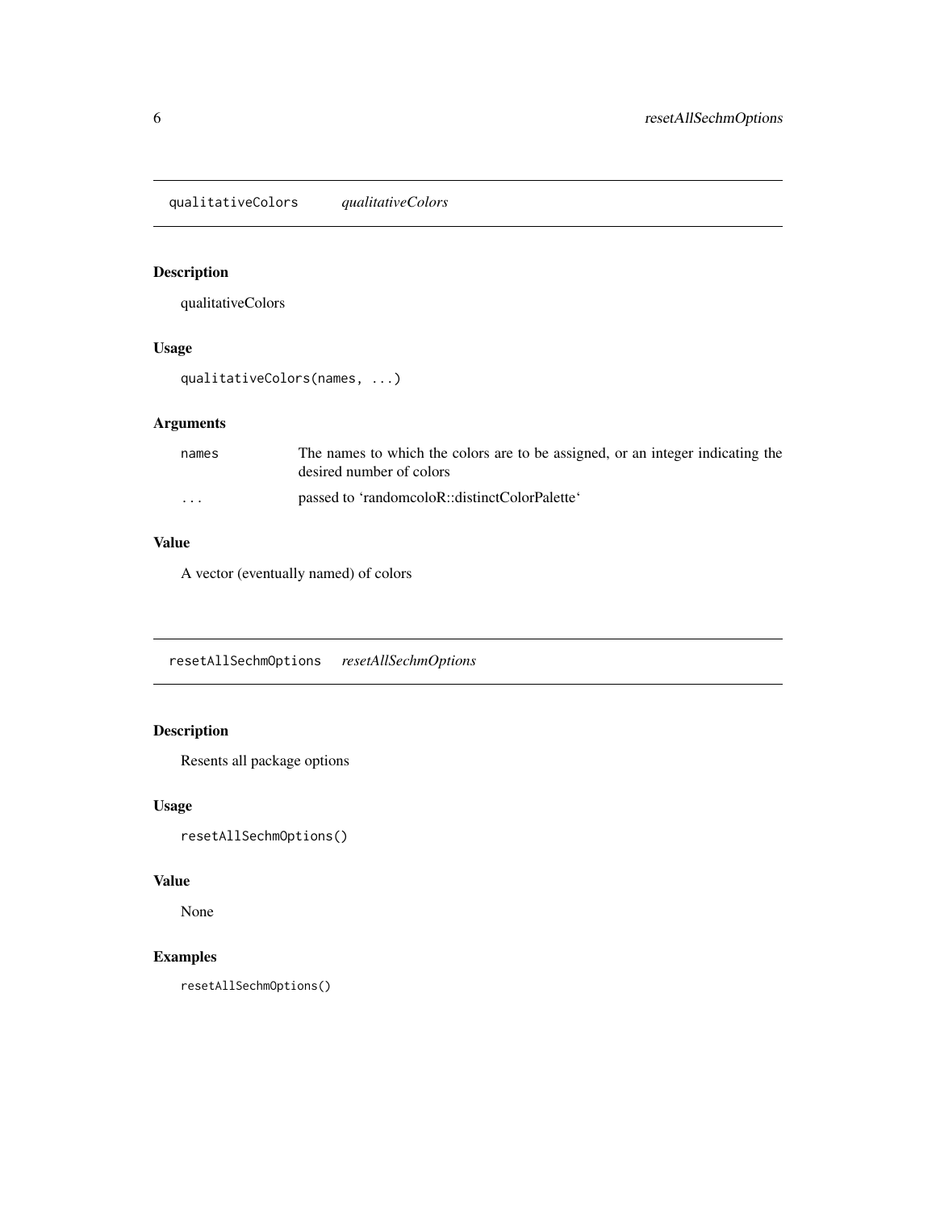## qualitativeColors *qualitativeColors*

### Description

qualitativeColors

### Usage

```
qualitativeColors(names, ...)
```

### Arguments

| | |
|---|---|
| names | The names to which the colors are to be assigned, or an integer indicating the desired number of colors |
| ... | passed to 'randomcoloR::distinctColorPalette' |

### Value

A vector (eventually named) of colors

## resetAllSechmOptions *resetAllSechmOptions*

### Description

Resents all package options

### Usage

```
resetAllSechmOptions()
```

### Value

None

### Examples

```
resetAllSechmOptions()
```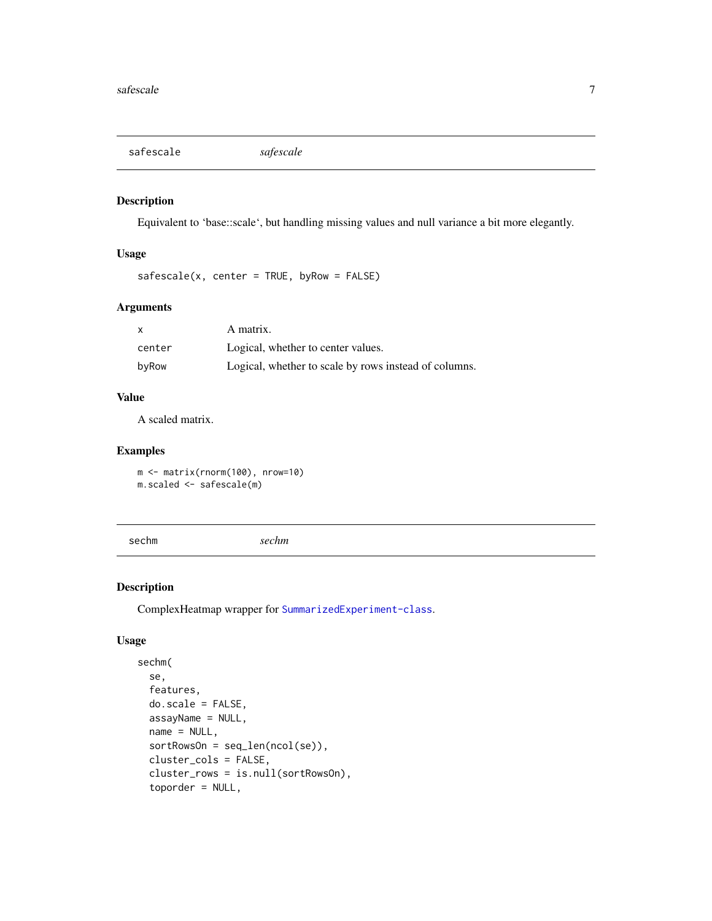## safescale *safescale*

### Description

Equivalent to 'base::scale', but handling missing values and null variance a bit more elegantly.

### Usage

```
safescale(x, center = TRUE, byRow = FALSE)
```

### Arguments

| | |
|---|---|
| x | A matrix. |
| center | Logical, whether to center values. |
| byRow | Logical, whether to scale by rows instead of columns. |

### Value

A scaled matrix.

### Examples

```
m <- matrix(rnorm(100), nrow=10)
m.scaled <- safescale(m)
```

## sechm *sechm*

### Description

ComplexHeatmap wrapper for SummarizedExperiment-class.

### Usage

```
sechm(
  se,
  features,
  do.scale = FALSE,
  assayName = NULL,
  name = NULL,
  sortRowsOn = seq_len(ncol(se)),
  cluster_cols = FALSE,
  cluster_rows = is.null(sortRowsOn),
  toporder = NULL,
```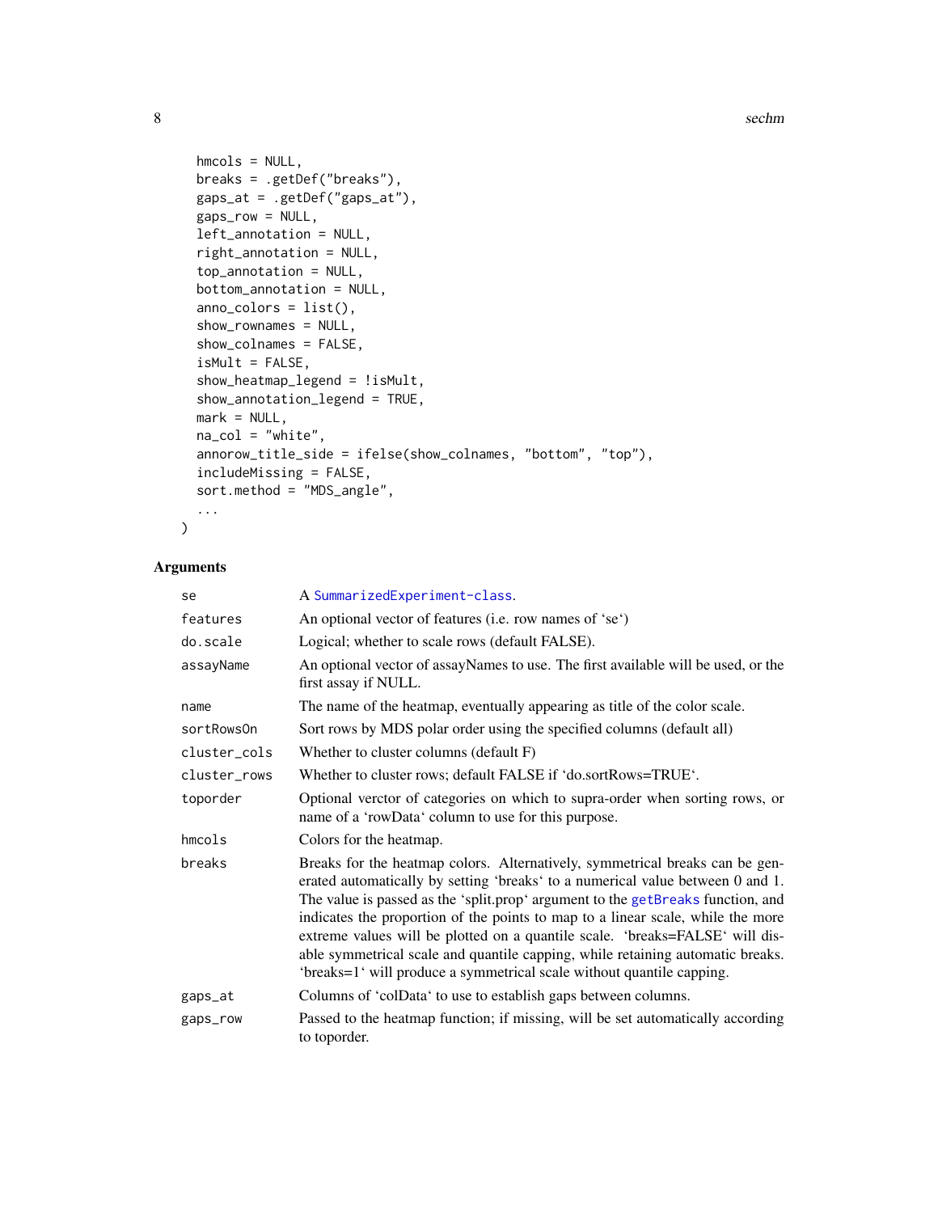```
  hmcols = NULL,
  breaks = .getDef("breaks"),
  gaps_at = .getDef("gaps_at"),
  gaps_row = NULL,
  left_annotation = NULL,
  right_annotation = NULL,
  top_annotation = NULL,
  bottom_annotation = NULL,
  anno_colors = list(),
  show_rownames = NULL,
  show_colnames = FALSE,
  isMult = FALSE,
  show_heatmap_legend = !isMult,
  show_annotation_legend = TRUE,
  mark = NULL,
  na_col = "white",
  annorow_title_side = ifelse(show_colnames, "bottom", "top"),
  includeMissing = FALSE,
  sort.method = "MDS_angle",
  ...
)
```

## Arguments

| | |
|---|---|
| `se` | A `SummarizedExperiment-class`. |
| `features` | An optional vector of features (i.e. row names of 'se') |
| `do.scale` | Logical; whether to scale rows (default FALSE). |
| `assayName` | An optional vector of assayNames to use. The first available will be used, or the first assay if NULL. |
| `name` | The name of the heatmap, eventually appearing as title of the color scale. |
| `sortRowsOn` | Sort rows by MDS polar order using the specified columns (default all) |
| `cluster_cols` | Whether to cluster columns (default F) |
| `cluster_rows` | Whether to cluster rows; default FALSE if 'do.sortRows=TRUE'. |
| `toporder` | Optional verctor of categories on which to supra-order when sorting rows, or name of a 'rowData' column to use for this purpose. |
| `hmcols` | Colors for the heatmap. |
| `breaks` | Breaks for the heatmap colors. Alternatively, symmetrical breaks can be generated automatically by setting 'breaks' to a numerical value between 0 and 1. The value is passed as the 'split.prop' argument to the `getBreaks` function, and indicates the proportion of the points to map to a linear scale, while the more extreme values will be plotted on a quantile scale. 'breaks=FALSE' will disable symmetrical scale and quantile capping, while retaining automatic breaks. 'breaks=1' will produce a symmetrical scale without quantile capping. |
| `gaps_at` | Columns of 'colData' to use to establish gaps between columns. |
| `gaps_row` | Passed to the heatmap function; if missing, will be set automatically according to toporder. |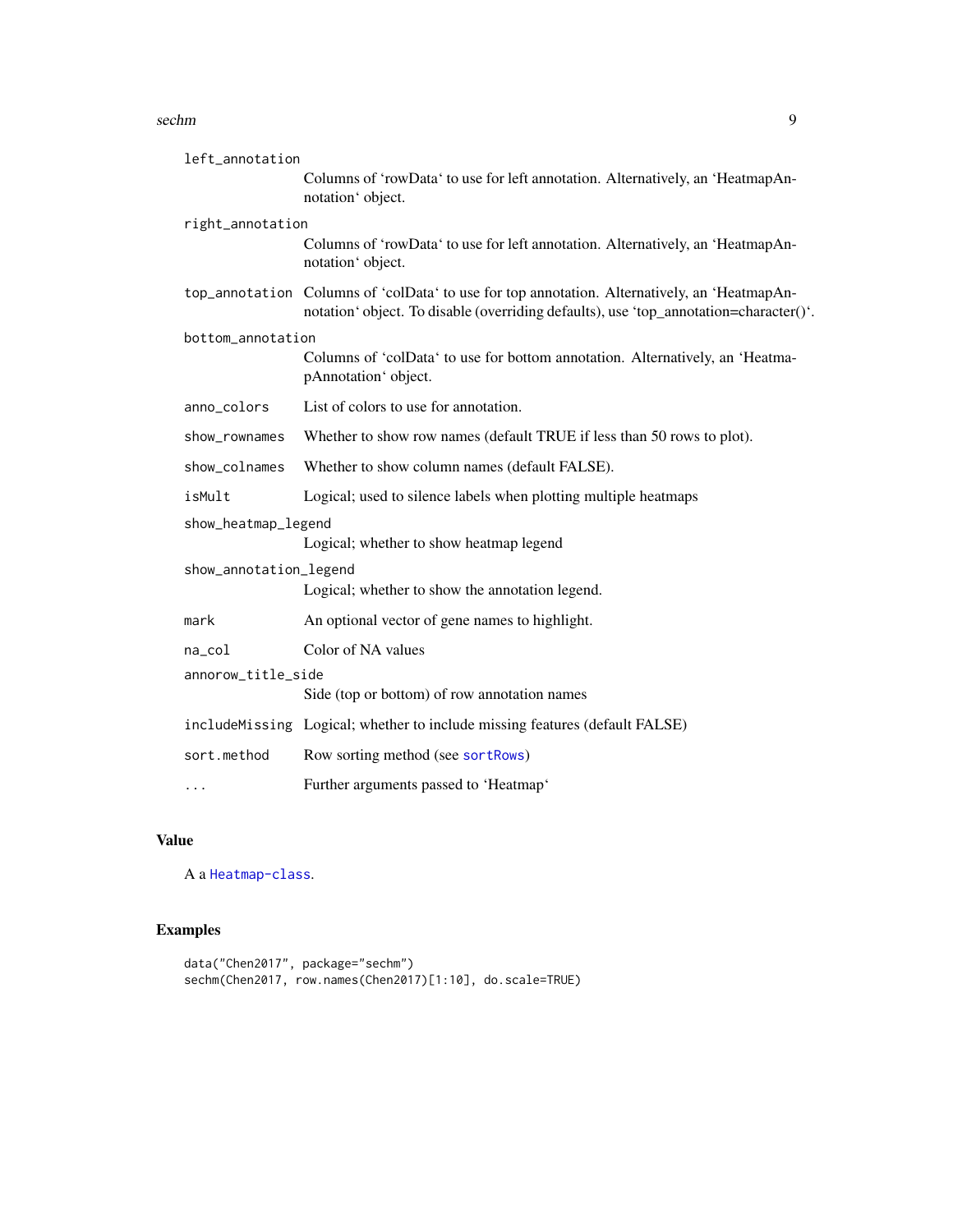| | |
|---|---|
| `left_annotation` | Columns of 'rowData' to use for left annotation. Alternatively, an 'HeatmapAnnotation' object. |
| `right_annotation` | Columns of 'rowData' to use for left annotation. Alternatively, an 'HeatmapAnnotation' object. |
| `top_annotation` | Columns of 'colData' to use for top annotation. Alternatively, an 'HeatmapAnnotation' object. To disable (overriding defaults), use 'top_annotation=character()'. |
| `bottom_annotation` | Columns of 'colData' to use for bottom annotation. Alternatively, an 'HeatmapAnnotation' object. |
| `anno_colors` | List of colors to use for annotation. |
| `show_rownames` | Whether to show row names (default TRUE if less than 50 rows to plot). |
| `show_colnames` | Whether to show column names (default FALSE). |
| `isMult` | Logical; used to silence labels when plotting multiple heatmaps |
| `show_heatmap_legend` | Logical; whether to show heatmap legend |
| `show_annotation_legend` | Logical; whether to show the annotation legend. |
| `mark` | An optional vector of gene names to highlight. |
| `na_col` | Color of NA values |
| `annorow_title_side` | Side (top or bottom) of row annotation names |
| `includeMissing` | Logical; whether to include missing features (default FALSE) |
| `sort.method` | Row sorting method (see sortRows) |
| `...` | Further arguments passed to 'Heatmap' |

## Value

A a Heatmap-class.

## Examples

```
data("Chen2017", package="sechm")
sechm(Chen2017, row.names(Chen2017)[1:10], do.scale=TRUE)
```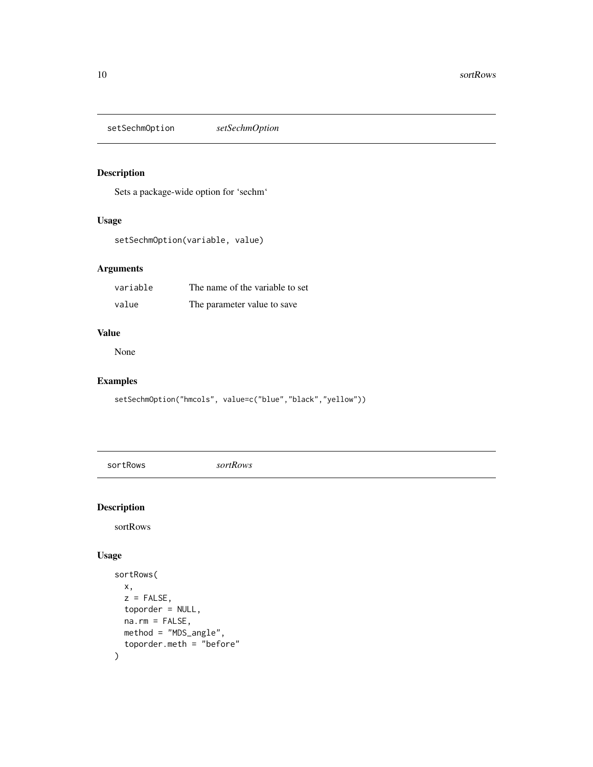## setSechmOption *setSechmOption*

### Description

Sets a package-wide option for ‘sechm‘

### Usage

```
setSechmOption(variable, value)
```

### Arguments

| | |
|---|---|
| variable | The name of the variable to set |
| value | The parameter value to save |

### Value

None

### Examples

```
setSechmOption("hmcols", value=c("blue","black","yellow"))
```

## sortRows *sortRows*

### Description

sortRows

### Usage

```
sortRows(
  x,
  z = FALSE,
  toporder = NULL,
  na.rm = FALSE,
  method = "MDS_angle",
  toporder.meth = "before"
)
```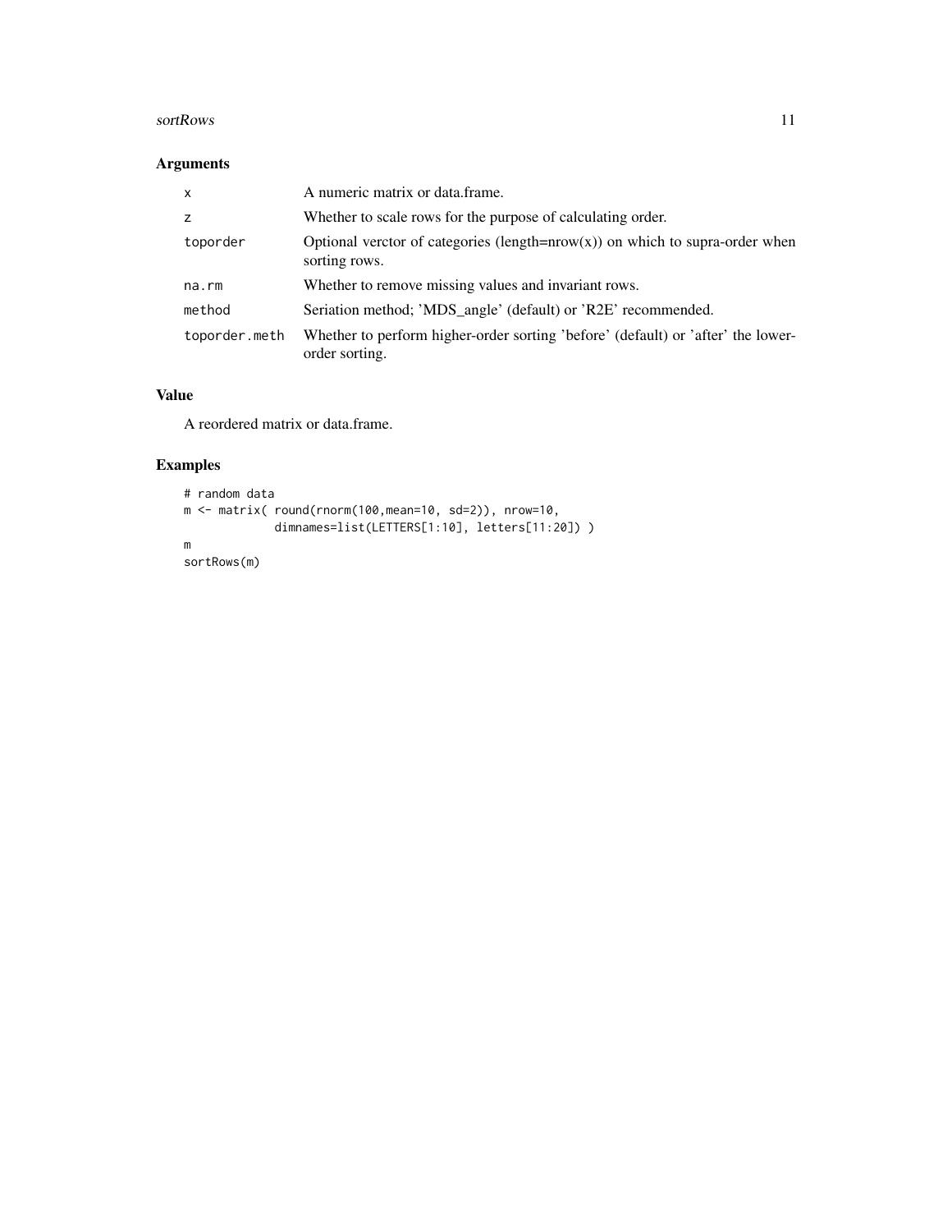## Arguments

| | |
|---|---|
| `x` | A numeric matrix or data.frame. |
| `z` | Whether to scale rows for the purpose of calculating order. |
| `toporder` | Optional verctor of categories (length=nrow(x)) on which to supra-order when sorting rows. |
| `na.rm` | Whether to remove missing values and invariant rows. |
| `method` | Seriation method; 'MDS_angle' (default) or 'R2E' recommended. |
| `toporder.meth` | Whether to perform higher-order sorting 'before' (default) or 'after' the lower-order sorting. |

## Value

A reordered matrix or data.frame.

## Examples

```
# random data
m <- matrix( round(rnorm(100,mean=10, sd=2)), nrow=10,
             dimnames=list(LETTERS[1:10], letters[11:20]) )
m
sortRows(m)
```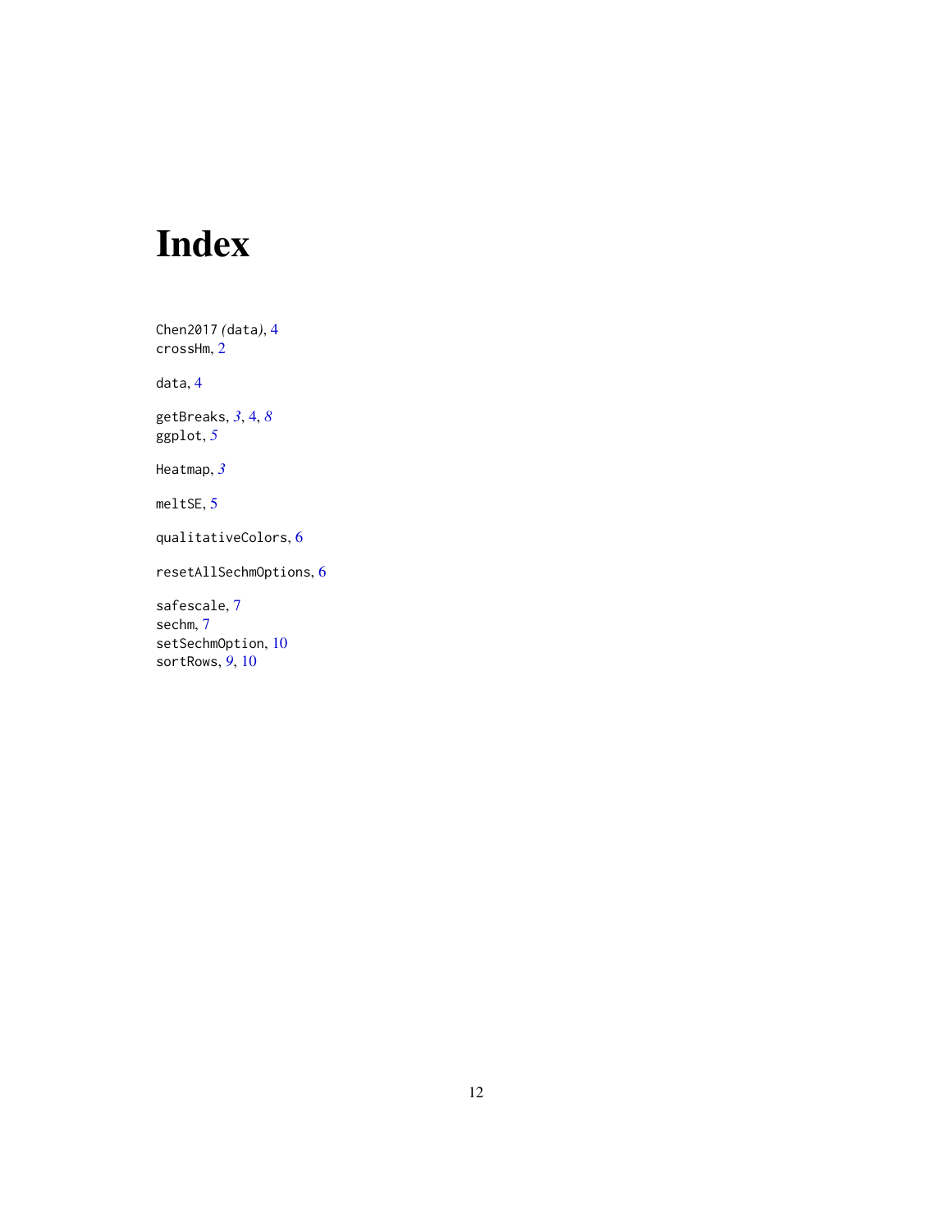# Index

Chen2017 *(data)*, 4
crossHm, 2

data, 4

getBreaks, *3*, 4, *8*
ggplot, *5*

Heatmap, *3*

meltSE, 5

qualitativeColors, 6

resetAllSechmOptions, 6

safescale, 7
sechm, 7
setSechmOption, 10
sortRows, *9*, 10